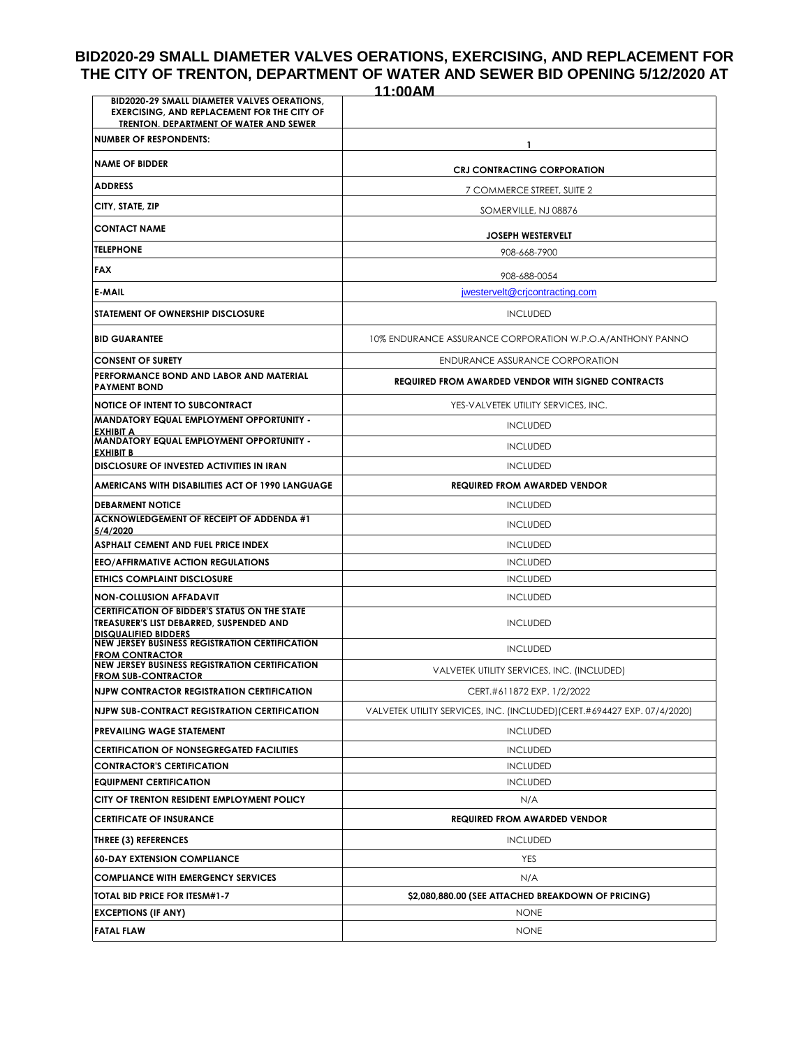# BID2020-29 SMALL DIAMETER VALVES OERATIONS, EXERCISING, AND REPLACEMENT FOR THE CITY OF TRENTON, DEPARTMENT OF WATER AND SEWER BID OPENING 5/12/2020 AT 11:00AM

| BID2020-29 SMALL DIAMETER VALVES OERATIONS, EXERCISING, AND REPLACEMENT FOR THE CITY OF TRENTON. DEPARTMENT OF WATER AND SEWER | |
|---|---|
| NUMBER OF RESPONDENTS: | 1 |
| NAME OF BIDDER | **CRJ CONTRACTING CORPORATION** |
| ADDRESS | 7 COMMERCE STREET, SUITE 2 |
| CITY, STATE, ZIP | SOMERVILLE, NJ 08876 |
| CONTACT NAME | **JOSEPH WESTERVELT** |
| TELEPHONE | 908-668-7900 |
| FAX | 908-688-0054 |
| E-MAIL | jwestervelt@crjcontracting.com |
| STATEMENT OF OWNERSHIP DISCLOSURE | INCLUDED |
| BID GUARANTEE | 10% ENDURANCE ASSURANCE CORPORATION W.P.O.A/ANTHONY PANNO |
| CONSENT OF SURETY | ENDURANCE ASSURANCE CORPORATION |
| PERFORMANCE BOND AND LABOR AND MATERIAL PAYMENT BOND | **REQUIRED FROM AWARDED VENDOR WITH SIGNED CONTRACTS** |
| NOTICE OF INTENT TO SUBCONTRACT | YES-VALVETEK UTILITY SERVICES, INC. |
| MANDATORY EQUAL EMPLOYMENT OPPORTUNITY - EXHIBIT A | INCLUDED |
| MANDATORY EQUAL EMPLOYMENT OPPORTUNITY - EXHIBIT B | INCLUDED |
| DISCLOSURE OF INVESTED ACTIVITIES IN IRAN | INCLUDED |
| AMERICANS WITH DISABILITIES ACT OF 1990 LANGUAGE | **REQUIRED FROM AWARDED VENDOR** |
| DEBARMENT NOTICE | INCLUDED |
| ACKNOWLEDGEMENT OF RECEIPT OF ADDENDA #1 5/4/2020 | INCLUDED |
| ASPHALT CEMENT AND FUEL PRICE INDEX | INCLUDED |
| EEO/AFFIRMATIVE ACTION REGULATIONS | INCLUDED |
| ETHICS COMPLAINT DISCLOSURE | INCLUDED |
| NON-COLLUSION AFFADAVIT | INCLUDED |
| CERTIFICATION OF BIDDER'S STATUS ON THE STATE TREASURER'S LIST DEBARRED, SUSPENDED AND DISQUALIFIED BIDDERS | INCLUDED |
| NEW JERSEY BUSINESS REGISTRATION CERTIFICATION FROM CONTRACTOR | INCLUDED |
| NEW JERSEY BUSINESS REGISTRATION CERTIFICATION FROM SUB-CONTRACTOR | VALVETEK UTILITY SERVICES, INC. (INCLUDED) |
| NJPW CONTRACTOR REGISTRATION CERTIFICATION | CERT.#611872 EXP. 1/2/2022 |
| NJPW SUB-CONTRACT REGISTRATION CERTIFICATION | VALVETEK UTILITY SERVICES, INC. (INCLUDED)(CERT.#694427 EXP. 07/4/2020) |
| PREVAILING WAGE STATEMENT | INCLUDED |
| CERTIFICATION OF NONSEGREGATED FACILITIES | INCLUDED |
| CONTRACTOR'S CERTIFICATION | INCLUDED |
| EQUIPMENT CERTIFICATION | INCLUDED |
| CITY OF TRENTON RESIDENT EMPLOYMENT POLICY | N/A |
| CERTIFICATE OF INSURANCE | **REQUIRED FROM AWARDED VENDOR** |
| THREE (3) REFERENCES | INCLUDED |
| 60-DAY EXTENSION COMPLIANCE | YES |
| COMPLIANCE WITH EMERGENCY SERVICES | N/A |
| TOTAL BID PRICE FOR ITESM#1-7 | **$2,080,880.00 (SEE ATTACHED BREAKDOWN OF PRICING)** |
| EXCEPTIONS (IF ANY) | NONE |
| FATAL FLAW | NONE |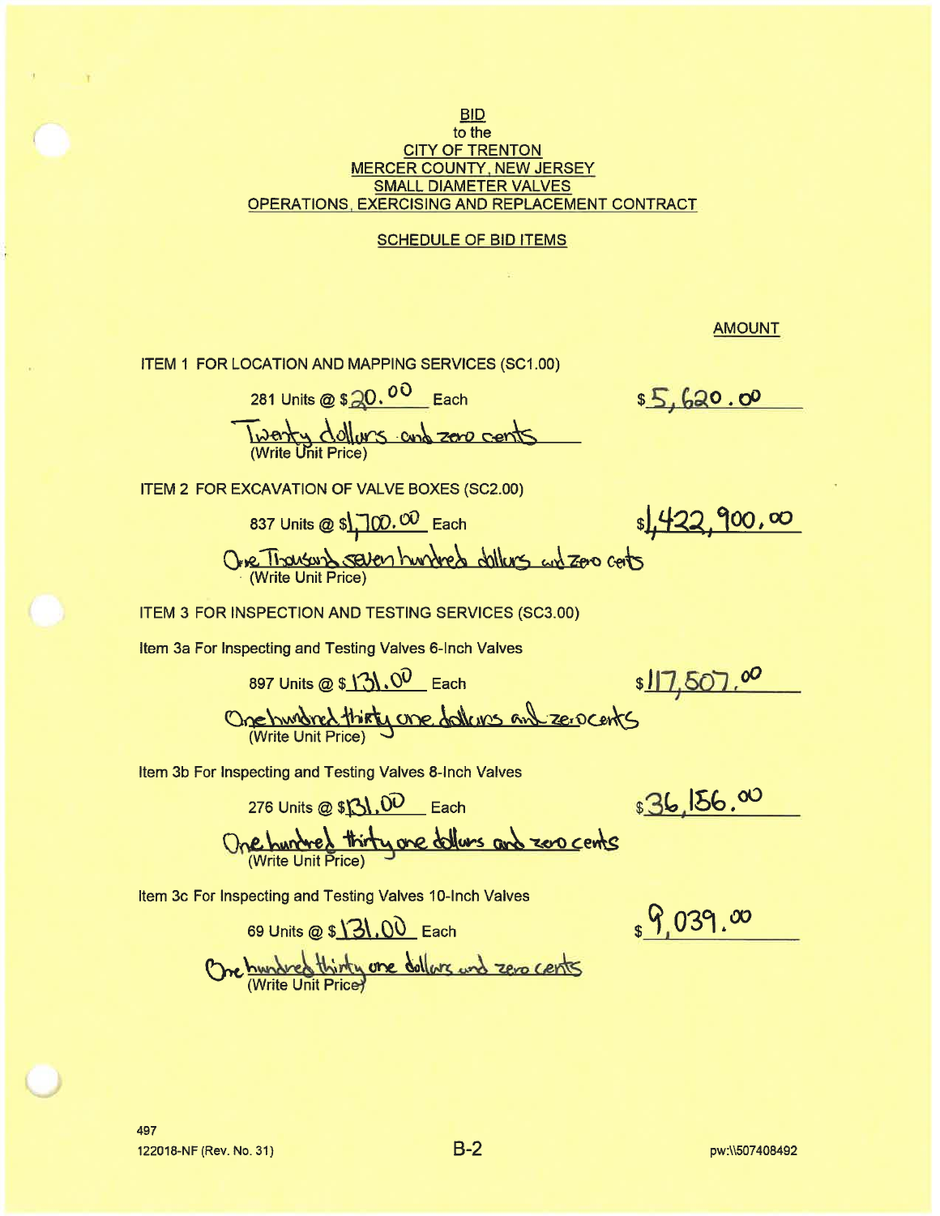**BID**
to the
**CITY OF TRENTON**
**MERCER COUNTY, NEW JERSEY**
**SMALL DIAMETER VALVES**
**OPERATIONS, EXERCISING AND REPLACEMENT CONTRACT**

**SCHEDULE OF BID ITEMS**

**AMOUNT**

ITEM 1 FOR LOCATION AND MAPPING SERVICES (SC1.00)

281 Units @ $20.00 Each — $5,620.00

Twenty dollars and zero cents
(Write Unit Price)

ITEM 2 FOR EXCAVATION OF VALVE BOXES (SC2.00)

837 Units @ $1,700.00 Each — $1,422,900.00

One Thousand seven hundred dollars and zero cents
(Write Unit Price)

ITEM 3 FOR INSPECTION AND TESTING SERVICES (SC3.00)

Item 3a For Inspecting and Testing Valves 6-Inch Valves

897 Units @ $131.00 Each — $117,507.00

One hundred thirty one dollars and zero cents
(Write Unit Price)

Item 3b For Inspecting and Testing Valves 8-Inch Valves

276 Units @ $131.00 Each — $36,156.00

One hundred thirty one dollars and zero cents
(Write Unit Price)

Item 3c For Inspecting and Testing Valves 10-Inch Valves

69 Units @ $131.00 Each — $9,039.00

One hundred thirty one dollars and zero cents
(Write Unit Price)

497
122018-NF (Rev. No. 31)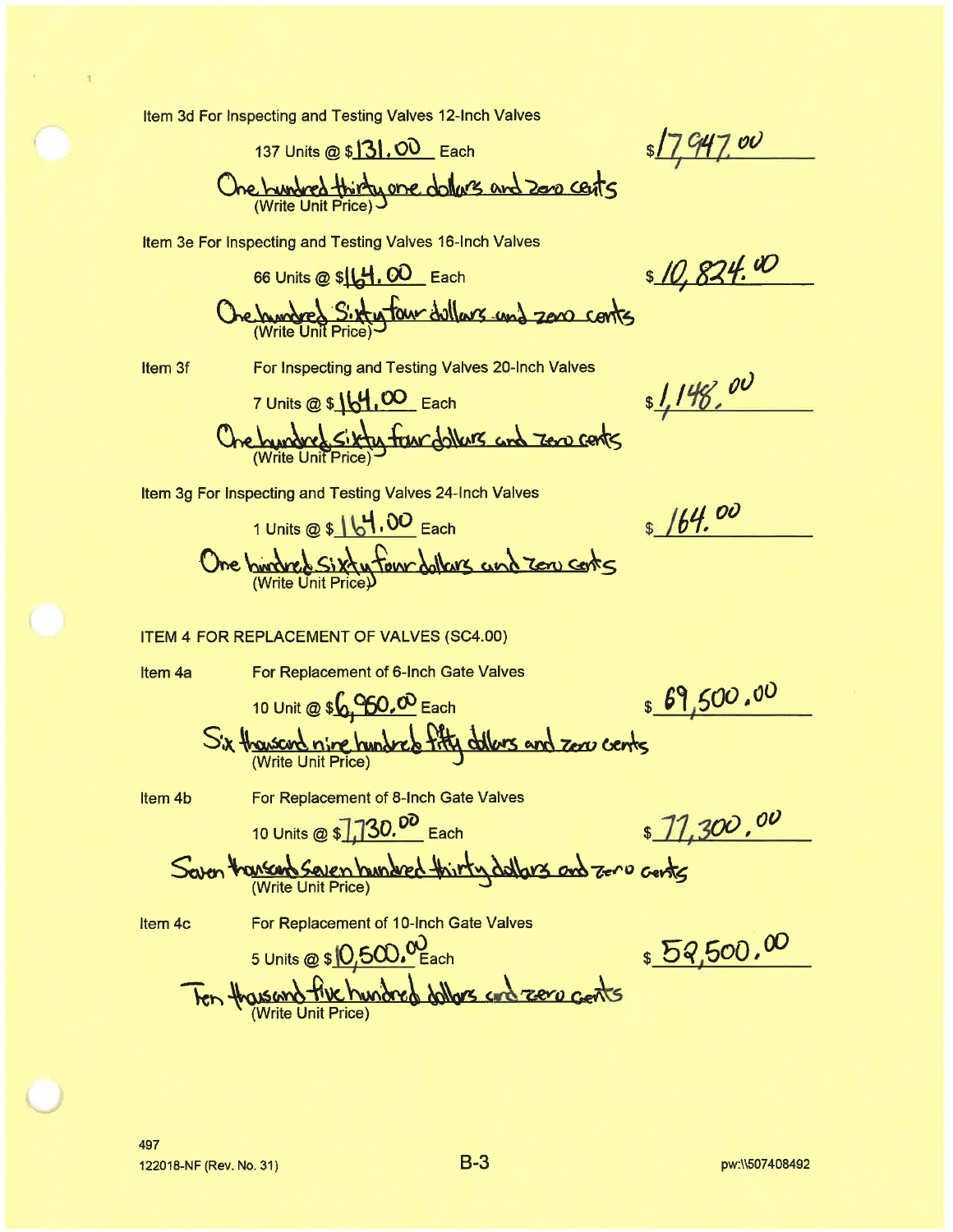Item 3d For Inspecting and Testing Valves 12-Inch Valves

137 Units @ $131.00 Each — $17,947.00

One hundred thirty one dollars and zero cents
(Write Unit Price)

Item 3e For Inspecting and Testing Valves 16-Inch Valves

66 Units @ $164.00 Each — $10,824.00

One hundred Sixty four dollars and zero cents
(Write Unit Price)

Item 3f For Inspecting and Testing Valves 20-Inch Valves

7 Units @ $164.00 Each — $1,148.00

One hundred sixty four dollars and zero cents
(Write Unit Price)

Item 3g For Inspecting and Testing Valves 24-Inch Valves

1 Units @ $164.00 Each — $164.00

One hundred Sixty four dollars and zero cents
(Write Unit Price)

ITEM 4 FOR REPLACEMENT OF VALVES (SC4.00)

Item 4a For Replacement of 6-Inch Gate Valves

10 Unit @ $6,950.00 Each — $69,500.00

Six thousand nine hundred fifty dollars and zero cents
(Write Unit Price)

Item 4b For Replacement of 8-Inch Gate Valves

10 Units @ $7,730.00 Each — $77,300.00

Seven thousand Seven hundred thirty dollars and zero cents
(Write Unit Price)

Item 4c For Replacement of 10-Inch Gate Valves

5 Units @ $10,500.00 Each — $52,500.00

Ten thousand five hundred dollars and zero cents
(Write Unit Price)

122018-NF (Rev. No. 31)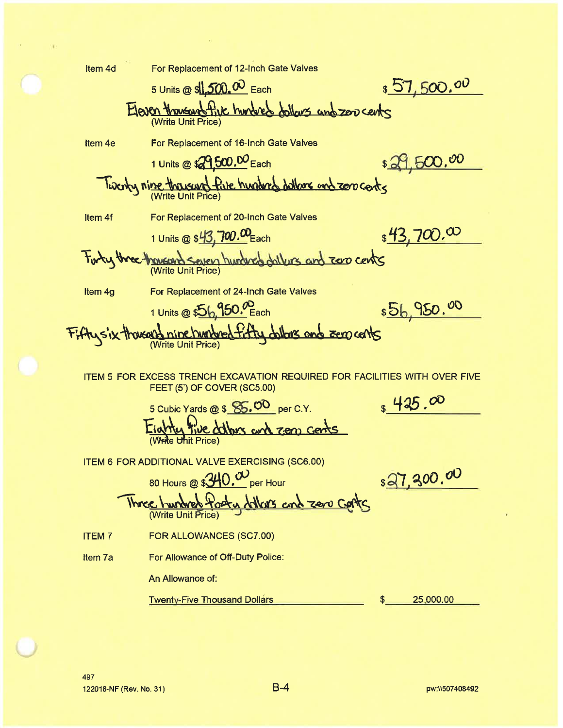Item 4d For Replacement of 12-Inch Gate Valves

5 Units @ $11,500.00 Each $57,500.00

Eleven thousand five hundred dollars and zero cents
(Write Unit Price)

Item 4e For Replacement of 16-Inch Gate Valves

1 Units @ $29,500.00 Each $29,500.00

Twenty nine thousand five hundred dollars and zero cents
(Write Unit Price)

Item 4f For Replacement of 20-Inch Gate Valves

1 Units @ $43,700.00 Each $43,700.00

Forty three thousand seven hundred dollars and zero cents
(Write Unit Price)

Item 4g For Replacement of 24-Inch Gate Valves

1 Units @ $56,950.00 Each $56,950.00

Fifty six thousand nine hundred fifty dollars and zero cents
(Write Unit Price)

ITEM 5 FOR EXCESS TRENCH EXCAVATION REQUIRED FOR FACILITIES WITH OVER FIVE FEET (5') OF COVER (SC5.00)

5 Cubic Yards @ $ 85.00 per C.Y. $ 425.00

Eighty five dollars and zero cents
(Write Unit Price)

ITEM 6 FOR ADDITIONAL VALVE EXERCISING (SC6.00)

80 Hours @ $340.00 per Hour $27,300.00

Three hundred forty dollars and zero cents
(Write Unit Price)

ITEM 7 FOR ALLOWANCES (SC7.00)

Item 7a For Allowance of Off-Duty Police:

An Allowance of:

Twenty-Five Thousand Dollars $ 25,000.00

497
122018-NF (Rev. No. 31)

pw:\\507408492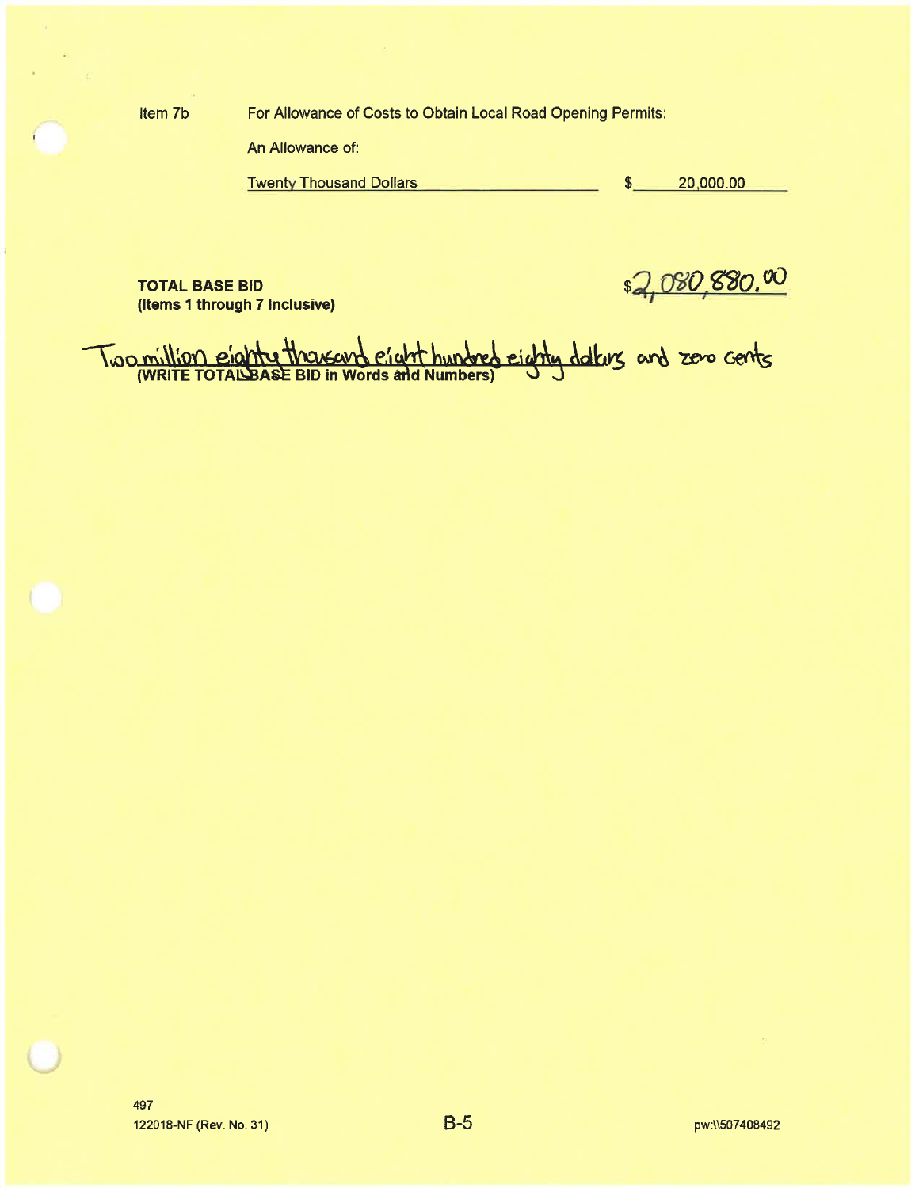Item 7b For Allowance of Costs to Obtain Local Road Opening Permits:

An Allowance of:

Twenty Thousand Dollars $ 20,000.00

**TOTAL BASE BID**
**(Items 1 through 7 Inclusive)**

$2,080,880.00

Two million eighty thousand eight hundred eighty dollars and zero cents
**(WRITE TOTAL BASE BID in Words and Numbers)**

497
122018-NF (Rev. No. 31)

pw:\\507408492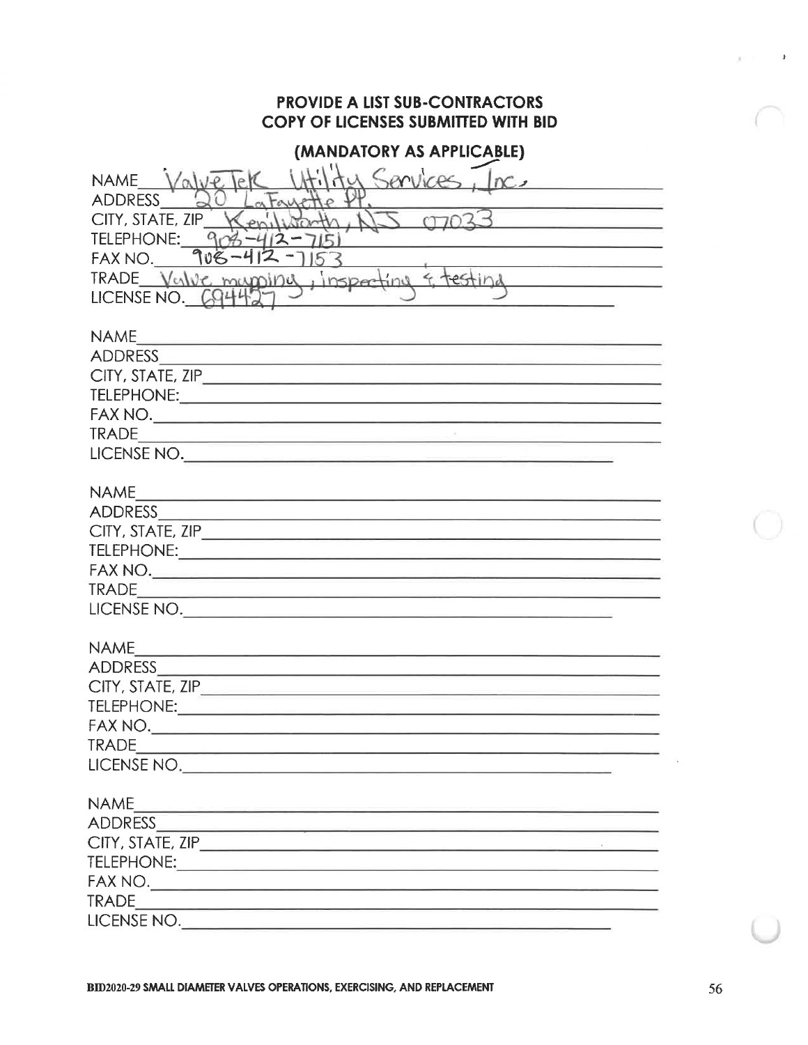# PROVIDE A LIST SUB-CONTRACTORS
# COPY OF LICENSES SUBMITTED WITH BID

## (MANDATORY AS APPLICABLE)

NAME ValveTek Utility Services, Inc.
ADDRESS 20 LaFayette Pl.
CITY, STATE, ZIP Kenilworth, NJ 07033
TELEPHONE: 908-412-7151
FAX NO. 908-412-7153
TRADE Valve mapping, inspecting & testing
LICENSE NO. 694427

NAME
ADDRESS
CITY, STATE, ZIP
TELEPHONE:
FAX NO.
TRADE
LICENSE NO.

NAME
ADDRESS
CITY, STATE, ZIP
TELEPHONE:
FAX NO.
TRADE
LICENSE NO.

NAME
ADDRESS
CITY, STATE, ZIP
TELEPHONE:
FAX NO.
TRADE
LICENSE NO.

NAME
ADDRESS
CITY, STATE, ZIP
TELEPHONE:
FAX NO.
TRADE
LICENSE NO.

BID2020-29 SMALL DIAMETER VALVES OPERATIONS, EXERCISING, AND REPLACEMENT